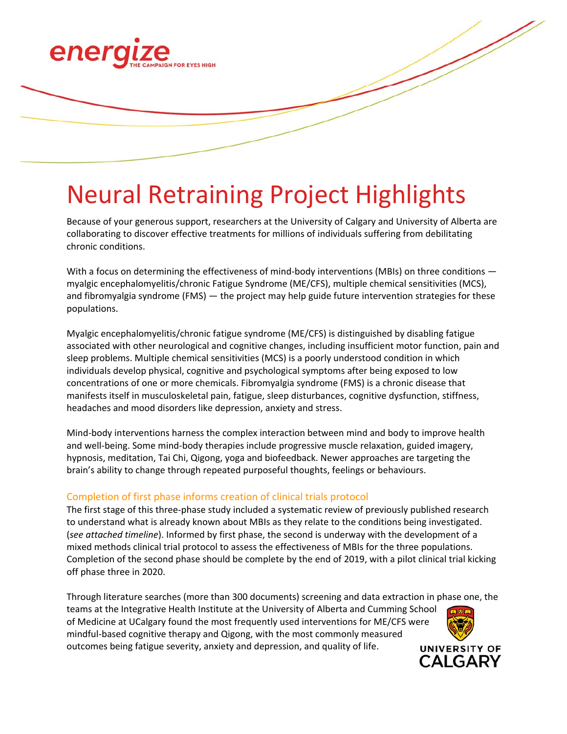energize
THE CAMPAIGN FOR EYES HIGH

# Neural Retraining Project Highlights

Because of your generous support, researchers at the University of Calgary and University of Alberta are collaborating to discover effective treatments for millions of individuals suffering from debilitating chronic conditions.

With a focus on determining the effectiveness of mind-body interventions (MBIs) on three conditions — myalgic encephalomyelitis/chronic Fatigue Syndrome (ME/CFS), multiple chemical sensitivities (MCS), and fibromyalgia syndrome (FMS) — the project may help guide future intervention strategies for these populations.

Myalgic encephalomyelitis/chronic fatigue syndrome (ME/CFS) is distinguished by disabling fatigue associated with other neurological and cognitive changes, including insufficient motor function, pain and sleep problems. Multiple chemical sensitivities (MCS) is a poorly understood condition in which individuals develop physical, cognitive and psychological symptoms after being exposed to low concentrations of one or more chemicals. Fibromyalgia syndrome (FMS) is a chronic disease that manifests itself in musculoskeletal pain, fatigue, sleep disturbances, cognitive dysfunction, stiffness, headaches and mood disorders like depression, anxiety and stress.

Mind-body interventions harness the complex interaction between mind and body to improve health and well-being. Some mind-body therapies include progressive muscle relaxation, guided imagery, hypnosis, meditation, Tai Chi, Qigong, yoga and biofeedback. Newer approaches are targeting the brain's ability to change through repeated purposeful thoughts, feelings or behaviours.

## Completion of first phase informs creation of clinical trials protocol

The first stage of this three-phase study included a systematic review of previously published research to understand what is already known about MBIs as they relate to the conditions being investigated. (*see attached timeline*). Informed by first phase, the second is underway with the development of a mixed methods clinical trial protocol to assess the effectiveness of MBIs for the three populations. Completion of the second phase should be complete by the end of 2019, with a pilot clinical trial kicking off phase three in 2020.

Through literature searches (more than 300 documents) screening and data extraction in phase one, the teams at the Integrative Health Institute at the University of Alberta and Cumming School of Medicine at UCalgary found the most frequently used interventions for ME/CFS were mindful-based cognitive therapy and Qigong, with the most commonly measured outcomes being fatigue severity, anxiety and depression, and quality of life.

UNIVERSITY OF CALGARY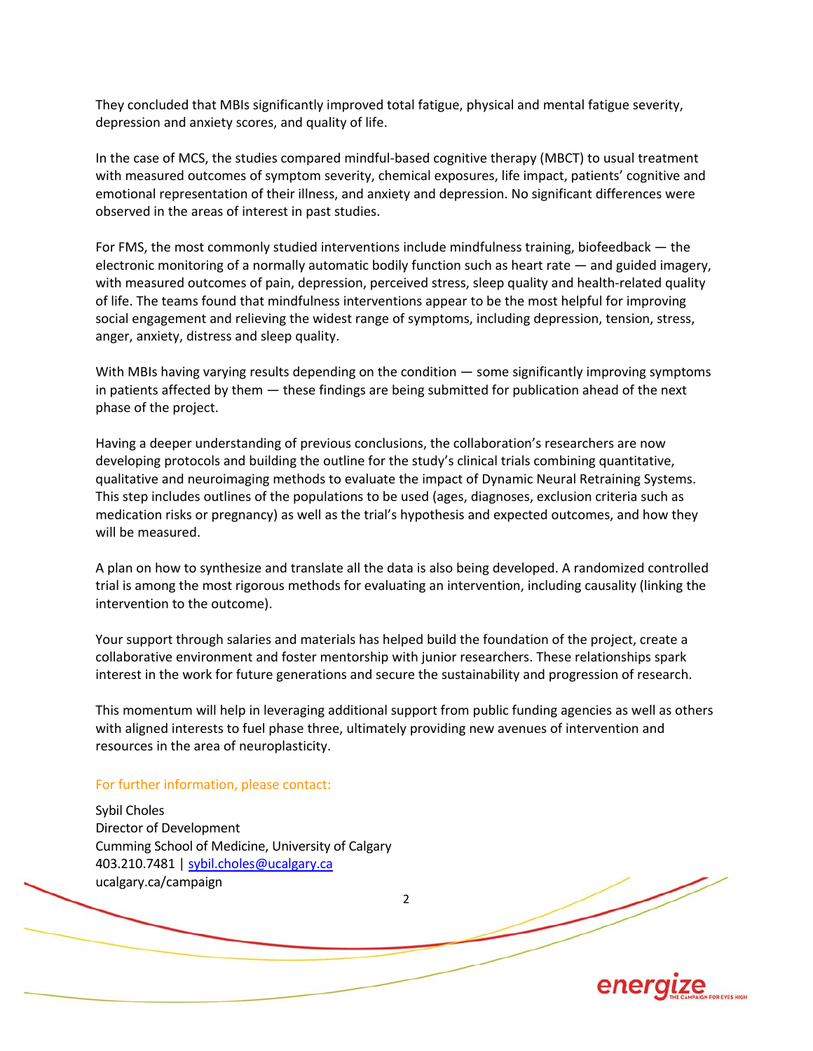They concluded that MBIs significantly improved total fatigue, physical and mental fatigue severity, depression and anxiety scores, and quality of life.

In the case of MCS, the studies compared mindful-based cognitive therapy (MBCT) to usual treatment with measured outcomes of symptom severity, chemical exposures, life impact, patients' cognitive and emotional representation of their illness, and anxiety and depression. No significant differences were observed in the areas of interest in past studies.

For FMS, the most commonly studied interventions include mindfulness training, biofeedback — the electronic monitoring of a normally automatic bodily function such as heart rate — and guided imagery, with measured outcomes of pain, depression, perceived stress, sleep quality and health-related quality of life. The teams found that mindfulness interventions appear to be the most helpful for improving social engagement and relieving the widest range of symptoms, including depression, tension, stress, anger, anxiety, distress and sleep quality.

With MBIs having varying results depending on the condition — some significantly improving symptoms in patients affected by them — these findings are being submitted for publication ahead of the next phase of the project.

Having a deeper understanding of previous conclusions, the collaboration's researchers are now developing protocols and building the outline for the study's clinical trials combining quantitative, qualitative and neuroimaging methods to evaluate the impact of Dynamic Neural Retraining Systems. This step includes outlines of the populations to be used (ages, diagnoses, exclusion criteria such as medication risks or pregnancy) as well as the trial's hypothesis and expected outcomes, and how they will be measured.

A plan on how to synthesize and translate all the data is also being developed. A randomized controlled trial is among the most rigorous methods for evaluating an intervention, including causality (linking the intervention to the outcome).

Your support through salaries and materials has helped build the foundation of the project, create a collaborative environment and foster mentorship with junior researchers. These relationships spark interest in the work for future generations and secure the sustainability and progression of research.

This momentum will help in leveraging additional support from public funding agencies as well as others with aligned interests to fuel phase three, ultimately providing new avenues of intervention and resources in the area of neuroplasticity.

For further information, please contact:

Sybil Choles
Director of Development
Cumming School of Medicine, University of Calgary
403.210.7481 | sybil.choles@ucalgary.ca
ucalgary.ca/campaign